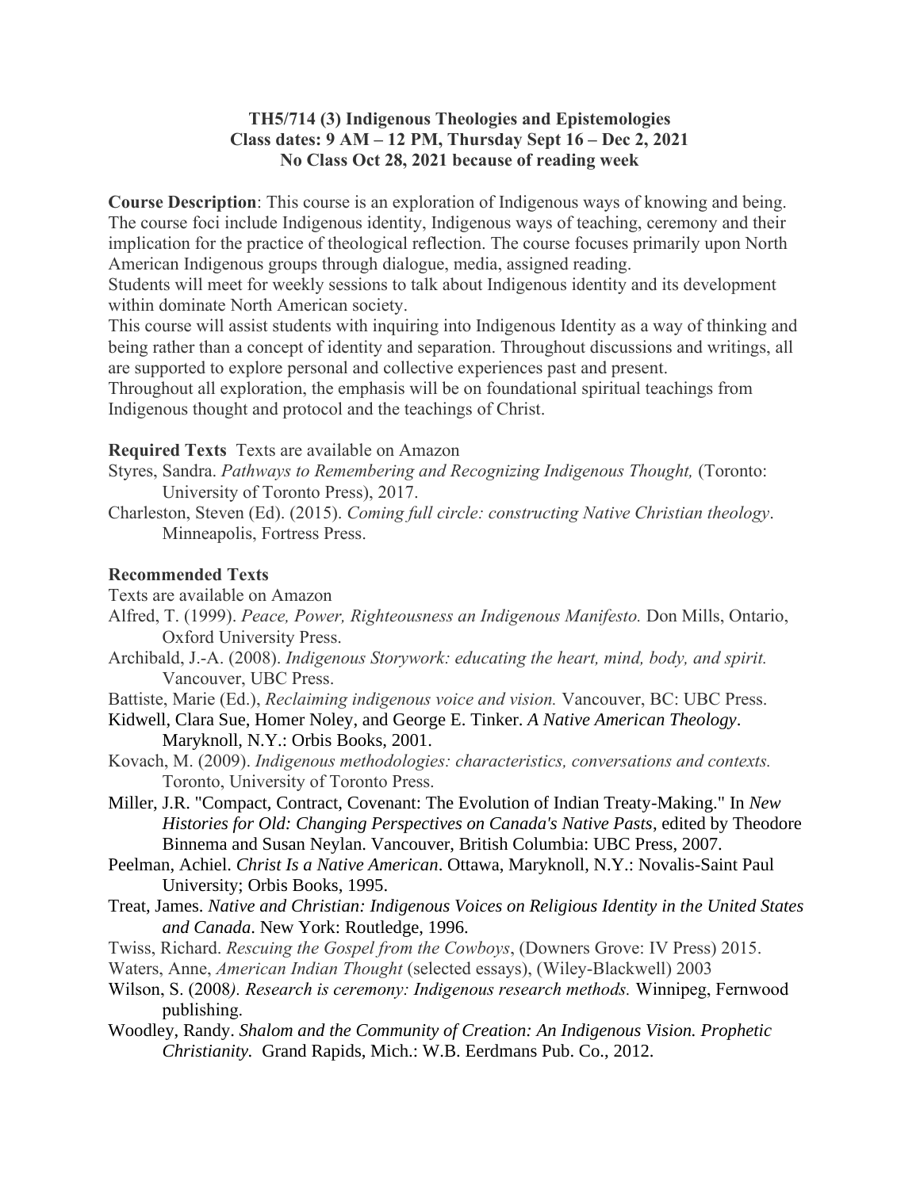# TH5/714 (3) Indigenous Theologies and Epistemologies
## Class dates: 9 AM – 12 PM, Thursday Sept 16 – Dec 2, 2021
## No Class Oct 28, 2021 because of reading week

**Course Description**: This course is an exploration of Indigenous ways of knowing and being. The course foci include Indigenous identity, Indigenous ways of teaching, ceremony and their implication for the practice of theological reflection. The course focuses primarily upon North American Indigenous groups through dialogue, media, assigned reading.

Students will meet for weekly sessions to talk about Indigenous identity and its development within dominate North American society.

This course will assist students with inquiring into Indigenous Identity as a way of thinking and being rather than a concept of identity and separation. Throughout discussions and writings, all are supported to explore personal and collective experiences past and present.

Throughout all exploration, the emphasis will be on foundational spiritual teachings from Indigenous thought and protocol and the teachings of Christ.

**Required Texts** Texts are available on Amazon

Styres, Sandra. *Pathways to Remembering and Recognizing Indigenous Thought,* (Toronto: University of Toronto Press), 2017.

Charleston, Steven (Ed). (2015). *Coming full circle: constructing Native Christian theology*. Minneapolis, Fortress Press.

**Recommended Texts**

Texts are available on Amazon

Alfred, T. (1999). *Peace, Power, Righteousness an Indigenous Manifesto.* Don Mills, Ontario, Oxford University Press.

Archibald, J.-A. (2008). *Indigenous Storywork: educating the heart, mind, body, and spirit.* Vancouver, UBC Press.

Battiste, Marie (Ed.), *Reclaiming indigenous voice and vision.* Vancouver, BC: UBC Press.

Kidwell, Clara Sue, Homer Noley, and George E. Tinker. *A Native American Theology*. Maryknoll, N.Y.: Orbis Books, 2001.

Kovach, M. (2009). *Indigenous methodologies: characteristics, conversations and contexts.* Toronto, University of Toronto Press.

Miller, J.R. "Compact, Contract, Covenant: The Evolution of Indian Treaty-Making." In *New Histories for Old: Changing Perspectives on Canada's Native Pasts*, edited by Theodore Binnema and Susan Neylan. Vancouver, British Columbia: UBC Press, 2007.

Peelman, Achiel. *Christ Is a Native American*. Ottawa, Maryknoll, N.Y.: Novalis-Saint Paul University; Orbis Books, 1995.

Treat, James. *Native and Christian: Indigenous Voices on Religious Identity in the United States and Canada*. New York: Routledge, 1996.

Twiss, Richard. *Rescuing the Gospel from the Cowboys*, (Downers Grove: IV Press) 2015.

Waters, Anne, *American Indian Thought* (selected essays), (Wiley-Blackwell) 2003

Wilson, S. (2008*). Research is ceremony: Indigenous research methods.* Winnipeg, Fernwood publishing.

Woodley, Randy. *Shalom and the Community of Creation: An Indigenous Vision. Prophetic Christianity.* Grand Rapids, Mich.: W.B. Eerdmans Pub. Co., 2012.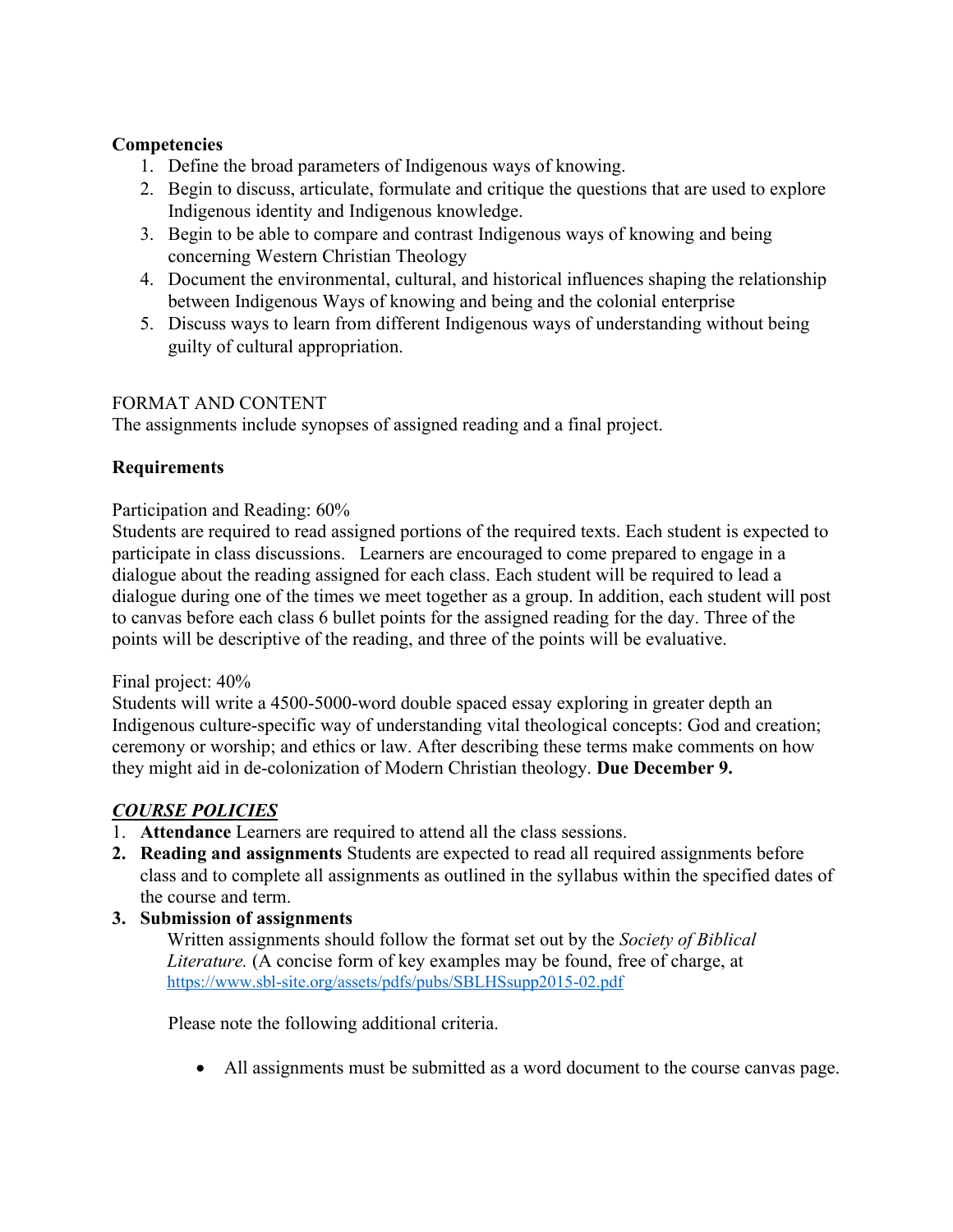**Competencies**

1. Define the broad parameters of Indigenous ways of knowing.
2. Begin to discuss, articulate, formulate and critique the questions that are used to explore Indigenous identity and Indigenous knowledge.
3. Begin to be able to compare and contrast Indigenous ways of knowing and being concerning Western Christian Theology
4. Document the environmental, cultural, and historical influences shaping the relationship between Indigenous Ways of knowing and being and the colonial enterprise
5. Discuss ways to learn from different Indigenous ways of understanding without being guilty of cultural appropriation.

FORMAT AND CONTENT

The assignments include synopses of assigned reading and a final project.

**Requirements**

Participation and Reading: 60%

Students are required to read assigned portions of the required texts. Each student is expected to participate in class discussions. Learners are encouraged to come prepared to engage in a dialogue about the reading assigned for each class. Each student will be required to lead a dialogue during one of the times we meet together as a group. In addition, each student will post to canvas before each class 6 bullet points for the assigned reading for the day. Three of the points will be descriptive of the reading, and three of the points will be evaluative.

Final project: 40%

Students will write a 4500-5000-word double spaced essay exploring in greater depth an Indigenous culture-specific way of understanding vital theological concepts: God and creation; ceremony or worship; and ethics or law. After describing these terms make comments on how they might aid in de-colonization of Modern Christian theology. **Due December 9.**

***COURSE POLICIES***

1. **Attendance** Learners are required to attend all the class sessions.
2. **Reading and assignments** Students are expected to read all required assignments before class and to complete all assignments as outlined in the syllabus within the specified dates of the course and term.
3. **Submission of assignments**

   Written assignments should follow the format set out by the *Society of Biblical Literature.* (A concise form of key examples may be found, free of charge, at https://www.sbl-site.org/assets/pdfs/pubs/SBLHSsupp2015-02.pdf

   Please note the following additional criteria.

   - All assignments must be submitted as a word document to the course canvas page.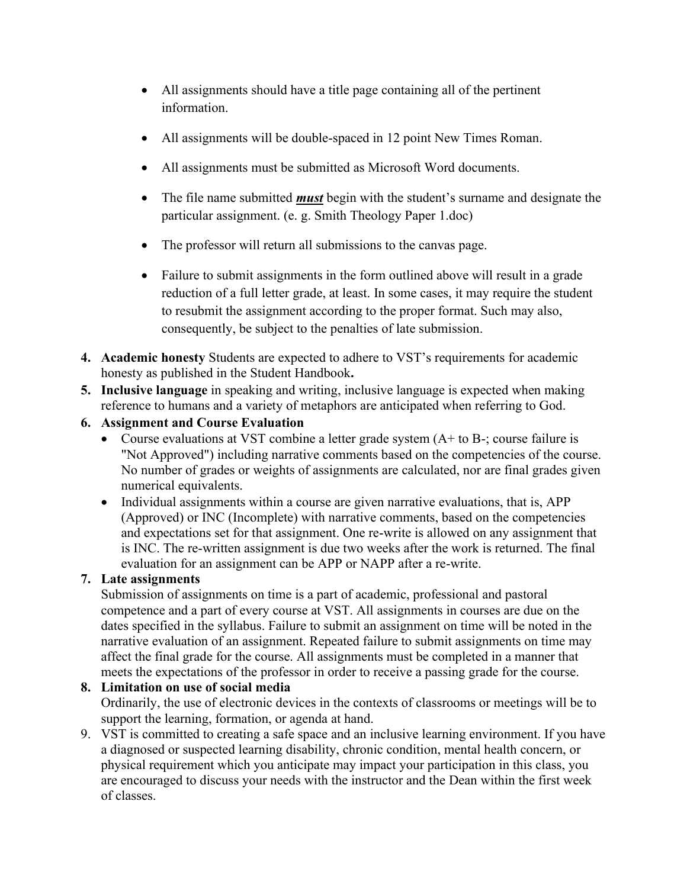- All assignments should have a title page containing all of the pertinent information.

- All assignments will be double-spaced in 12 point New Times Roman.

- All assignments must be submitted as Microsoft Word documents.

- The file name submitted ***must*** begin with the student's surname and designate the particular assignment. (e. g. Smith Theology Paper 1.doc)

- The professor will return all submissions to the canvas page.

- Failure to submit assignments in the form outlined above will result in a grade reduction of a full letter grade, at least. In some cases, it may require the student to resubmit the assignment according to the proper format. Such may also, consequently, be subject to the penalties of late submission.

4. **Academic honesty** Students are expected to adhere to VST's requirements for academic honesty as published in the Student Handbook**.**
5. **Inclusive language** in speaking and writing, inclusive language is expected when making reference to humans and a variety of metaphors are anticipated when referring to God.
6. **Assignment and Course Evaluation**
   - Course evaluations at VST combine a letter grade system (A+ to B-; course failure is "Not Approved") including narrative comments based on the competencies of the course. No number of grades or weights of assignments are calculated, nor are final grades given numerical equivalents.
   - Individual assignments within a course are given narrative evaluations, that is, APP (Approved) or INC (Incomplete) with narrative comments, based on the competencies and expectations set for that assignment. One re-write is allowed on any assignment that is INC. The re-written assignment is due two weeks after the work is returned. The final evaluation for an assignment can be APP or NAPP after a re-write.
7. **Late assignments**
   Submission of assignments on time is a part of academic, professional and pastoral competence and a part of every course at VST. All assignments in courses are due on the dates specified in the syllabus. Failure to submit an assignment on time will be noted in the narrative evaluation of an assignment. Repeated failure to submit assignments on time may affect the final grade for the course. All assignments must be completed in a manner that meets the expectations of the professor in order to receive a passing grade for the course.
8. **Limitation on use of social media**
   Ordinarily, the use of electronic devices in the contexts of classrooms or meetings will be to support the learning, formation, or agenda at hand.
9. VST is committed to creating a safe space and an inclusive learning environment. If you have a diagnosed or suspected learning disability, chronic condition, mental health concern, or physical requirement which you anticipate may impact your participation in this class, you are encouraged to discuss your needs with the instructor and the Dean within the first week of classes.